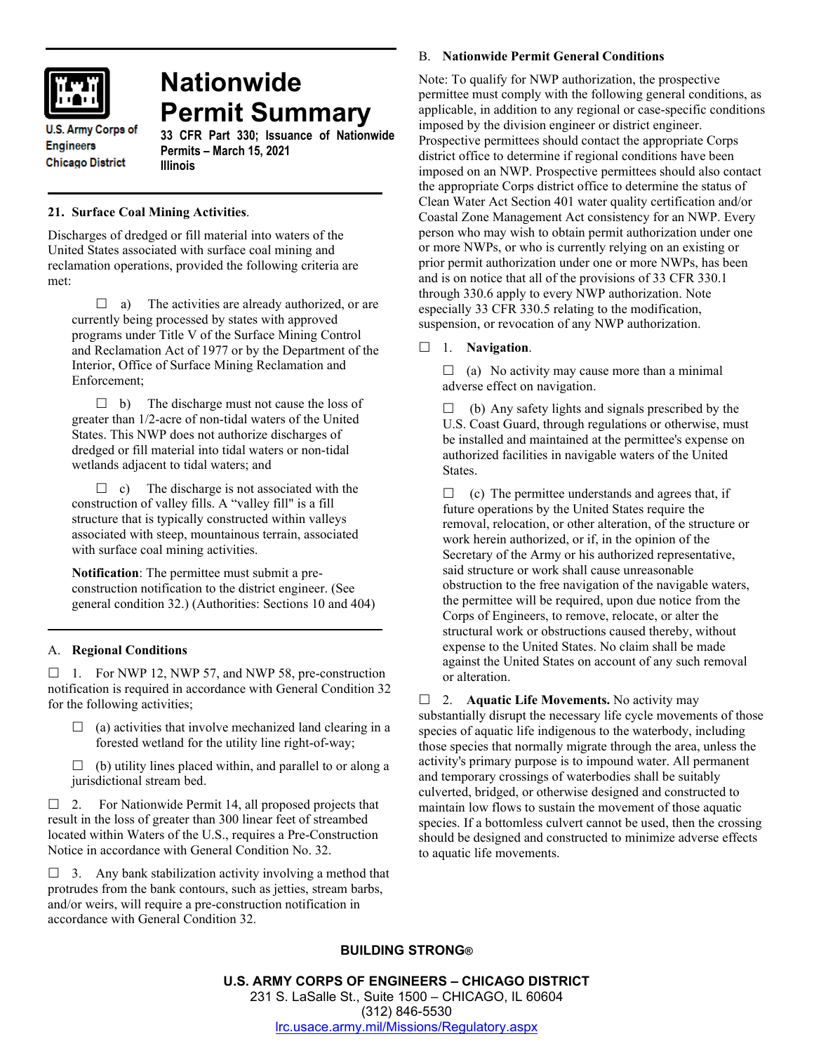U.S. Army Corps of Engineers
Chicago District

# Nationwide Permit Summary

**33 CFR Part 330; Issuance of Nationwide Permits – March 15, 2021**
**Illinois**

### 21. Surface Coal Mining Activities.

Discharges of dredged or fill material into waters of the United States associated with surface coal mining and reclamation operations, provided the following criteria are met:

☐ a) The activities are already authorized, or are currently being processed by states with approved programs under Title V of the Surface Mining Control and Reclamation Act of 1977 or by the Department of the Interior, Office of Surface Mining Reclamation and Enforcement;

☐ b) The discharge must not cause the loss of greater than 1/2-acre of non-tidal waters of the United States. This NWP does not authorize discharges of dredged or fill material into tidal waters or non-tidal wetlands adjacent to tidal waters; and

☐ c) The discharge is not associated with the construction of valley fills. A "valley fill" is a fill structure that is typically constructed within valleys associated with steep, mountainous terrain, associated with surface coal mining activities.

**Notification**: The permittee must submit a pre-construction notification to the district engineer. (See general condition 32.) (Authorities: Sections 10 and 404)

### A. Regional Conditions

☐ 1. For NWP 12, NWP 57, and NWP 58, pre-construction notification is required in accordance with General Condition 32 for the following activities;

☐ (a) activities that involve mechanized land clearing in a forested wetland for the utility line right-of-way;

☐ (b) utility lines placed within, and parallel to or along a jurisdictional stream bed.

☐ 2. For Nationwide Permit 14, all proposed projects that result in the loss of greater than 300 linear feet of streambed located within Waters of the U.S., requires a Pre-Construction Notice in accordance with General Condition No. 32.

☐ 3. Any bank stabilization activity involving a method that protrudes from the bank contours, such as jetties, stream barbs, and/or weirs, will require a pre-construction notification in accordance with General Condition 32.

### B. Nationwide Permit General Conditions

Note: To qualify for NWP authorization, the prospective permittee must comply with the following general conditions, as applicable, in addition to any regional or case-specific conditions imposed by the division engineer or district engineer. Prospective permittees should contact the appropriate Corps district office to determine if regional conditions have been imposed on an NWP. Prospective permittees should also contact the appropriate Corps district office to determine the status of Clean Water Act Section 401 water quality certification and/or Coastal Zone Management Act consistency for an NWP. Every person who may wish to obtain permit authorization under one or more NWPs, or who is currently relying on an existing or prior permit authorization under one or more NWPs, has been and is on notice that all of the provisions of 33 CFR 330.1 through 330.6 apply to every NWP authorization. Note especially 33 CFR 330.5 relating to the modification, suspension, or revocation of any NWP authorization.

☐ 1. **Navigation**.

☐ (a) No activity may cause more than a minimal adverse effect on navigation.

☐ (b) Any safety lights and signals prescribed by the U.S. Coast Guard, through regulations or otherwise, must be installed and maintained at the permittee's expense on authorized facilities in navigable waters of the United States.

☐ (c) The permittee understands and agrees that, if future operations by the United States require the removal, relocation, or other alteration, of the structure or work herein authorized, or if, in the opinion of the Secretary of the Army or his authorized representative, said structure or work shall cause unreasonable obstruction to the free navigation of the navigable waters, the permittee will be required, upon due notice from the Corps of Engineers, to remove, relocate, or alter the structural work or obstructions caused thereby, without expense to the United States. No claim shall be made against the United States on account of any such removal or alteration.

☐ 2. **Aquatic Life Movements.** No activity may substantially disrupt the necessary life cycle movements of those species of aquatic life indigenous to the waterbody, including those species that normally migrate through the area, unless the activity's primary purpose is to impound water. All permanent and temporary crossings of waterbodies shall be suitably culverted, bridged, or otherwise designed and constructed to maintain low flows to sustain the movement of those aquatic species. If a bottomless culvert cannot be used, then the crossing should be designed and constructed to minimize adverse effects to aquatic life movements.

**BUILDING STRONG®**

**U.S. ARMY CORPS OF ENGINEERS – CHICAGO DISTRICT**
231 S. LaSalle St., Suite 1500 – CHICAGO, IL 60604
(312) 846-5530
lrc.usace.army.mil/Missions/Regulatory.aspx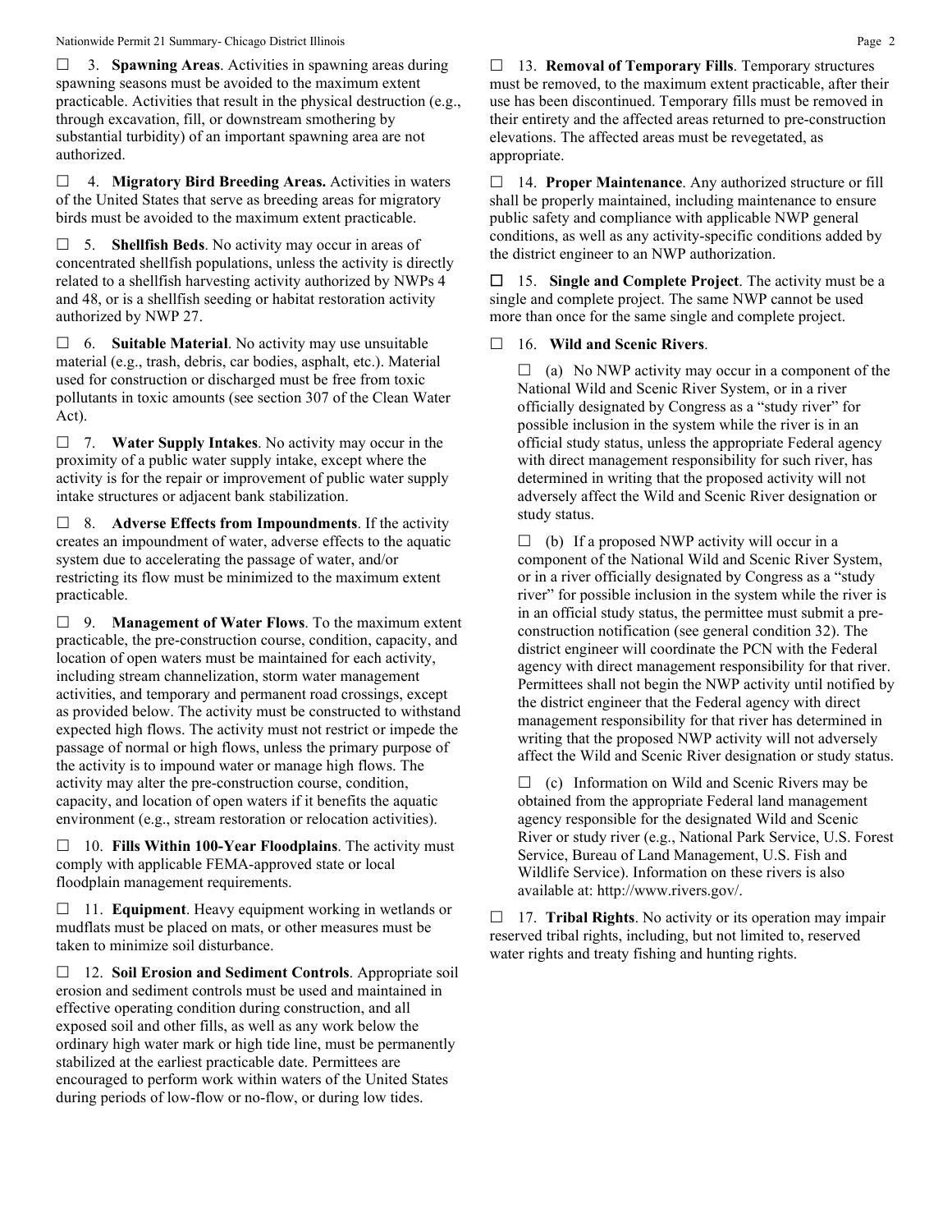☐ 3. **Spawning Areas**. Activities in spawning areas during spawning seasons must be avoided to the maximum extent practicable. Activities that result in the physical destruction (e.g., through excavation, fill, or downstream smothering by substantial turbidity) of an important spawning area are not authorized.

☐ 4. **Migratory Bird Breeding Areas.** Activities in waters of the United States that serve as breeding areas for migratory birds must be avoided to the maximum extent practicable.

☐ 5. **Shellfish Beds**. No activity may occur in areas of concentrated shellfish populations, unless the activity is directly related to a shellfish harvesting activity authorized by NWPs 4 and 48, or is a shellfish seeding or habitat restoration activity authorized by NWP 27.

☐ 6. **Suitable Material**. No activity may use unsuitable material (e.g., trash, debris, car bodies, asphalt, etc.). Material used for construction or discharged must be free from toxic pollutants in toxic amounts (see section 307 of the Clean Water Act).

☐ 7. **Water Supply Intakes**. No activity may occur in the proximity of a public water supply intake, except where the activity is for the repair or improvement of public water supply intake structures or adjacent bank stabilization.

☐ 8. **Adverse Effects from Impoundments**. If the activity creates an impoundment of water, adverse effects to the aquatic system due to accelerating the passage of water, and/or restricting its flow must be minimized to the maximum extent practicable.

☐ 9. **Management of Water Flows**. To the maximum extent practicable, the pre-construction course, condition, capacity, and location of open waters must be maintained for each activity, including stream channelization, storm water management activities, and temporary and permanent road crossings, except as provided below. The activity must be constructed to withstand expected high flows. The activity must not restrict or impede the passage of normal or high flows, unless the primary purpose of the activity is to impound water or manage high flows. The activity may alter the pre-construction course, condition, capacity, and location of open waters if it benefits the aquatic environment (e.g., stream restoration or relocation activities).

☐ 10. **Fills Within 100-Year Floodplains**. The activity must comply with applicable FEMA-approved state or local floodplain management requirements.

☐ 11. **Equipment**. Heavy equipment working in wetlands or mudflats must be placed on mats, or other measures must be taken to minimize soil disturbance.

☐ 12. **Soil Erosion and Sediment Controls**. Appropriate soil erosion and sediment controls must be used and maintained in effective operating condition during construction, and all exposed soil and other fills, as well as any work below the ordinary high water mark or high tide line, must be permanently stabilized at the earliest practicable date. Permittees are encouraged to perform work within waters of the United States during periods of low-flow or no-flow, or during low tides.

☐ 13. **Removal of Temporary Fills**. Temporary structures must be removed, to the maximum extent practicable, after their use has been discontinued. Temporary fills must be removed in their entirety and the affected areas returned to pre-construction elevations. The affected areas must be revegetated, as appropriate.

☐ 14. **Proper Maintenance**. Any authorized structure or fill shall be properly maintained, including maintenance to ensure public safety and compliance with applicable NWP general conditions, as well as any activity-specific conditions added by the district engineer to an NWP authorization.

☐ 15. **Single and Complete Project**. The activity must be a single and complete project. The same NWP cannot be used more than once for the same single and complete project.

☐ 16. **Wild and Scenic Rivers**.

☐ (a) No NWP activity may occur in a component of the National Wild and Scenic River System, or in a river officially designated by Congress as a "study river" for possible inclusion in the system while the river is in an official study status, unless the appropriate Federal agency with direct management responsibility for such river, has determined in writing that the proposed activity will not adversely affect the Wild and Scenic River designation or study status.

☐ (b) If a proposed NWP activity will occur in a component of the National Wild and Scenic River System, or in a river officially designated by Congress as a "study river" for possible inclusion in the system while the river is in an official study status, the permittee must submit a pre-construction notification (see general condition 32). The district engineer will coordinate the PCN with the Federal agency with direct management responsibility for that river. Permittees shall not begin the NWP activity until notified by the district engineer that the Federal agency with direct management responsibility for that river has determined in writing that the proposed NWP activity will not adversely affect the Wild and Scenic River designation or study status.

☐ (c) Information on Wild and Scenic Rivers may be obtained from the appropriate Federal land management agency responsible for the designated Wild and Scenic River or study river (e.g., National Park Service, U.S. Forest Service, Bureau of Land Management, U.S. Fish and Wildlife Service). Information on these rivers is also available at: http://www.rivers.gov/.

☐ 17. **Tribal Rights**. No activity or its operation may impair reserved tribal rights, including, but not limited to, reserved water rights and treaty fishing and hunting rights.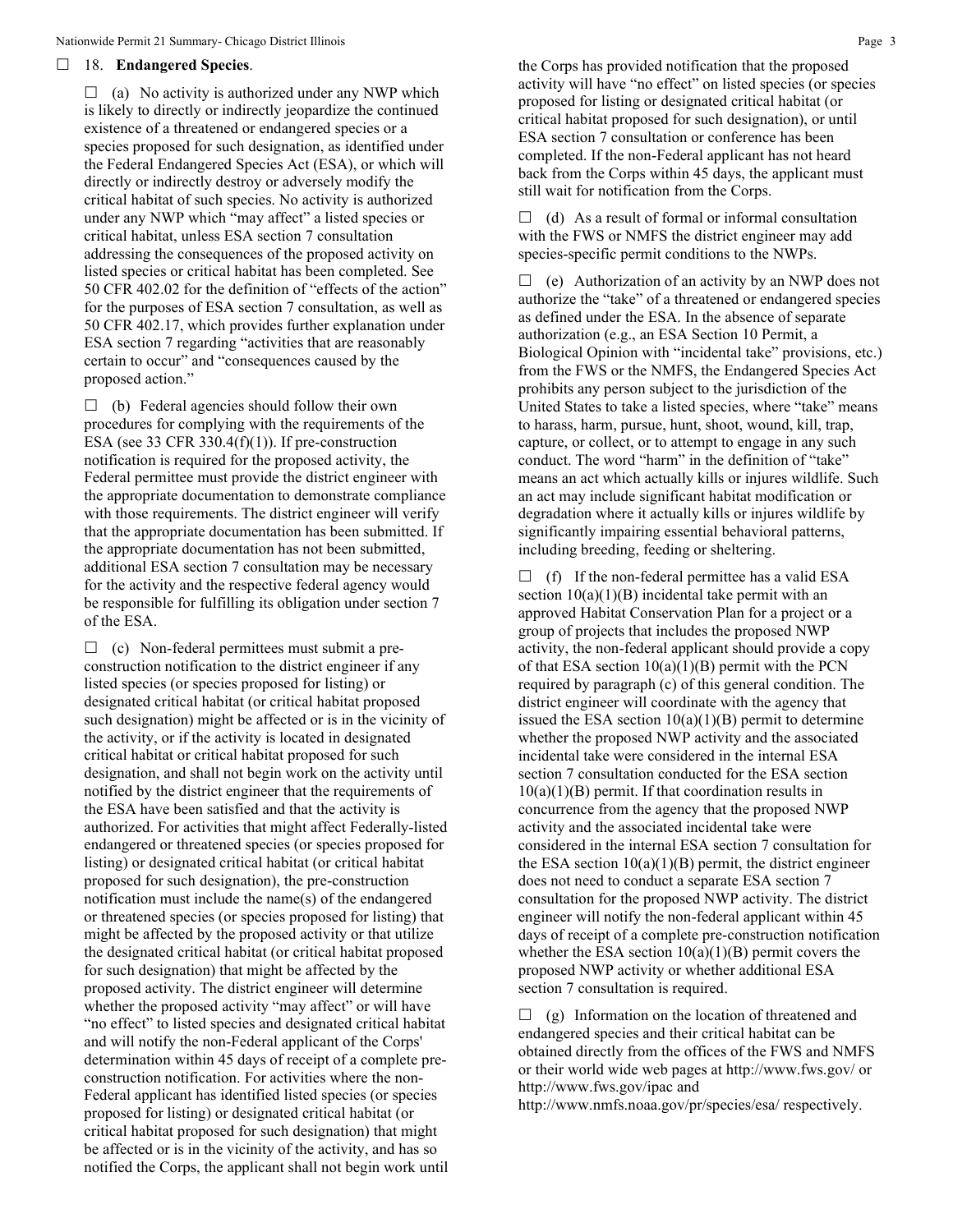☐ 18. **Endangered Species**.

☐ (a) No activity is authorized under any NWP which is likely to directly or indirectly jeopardize the continued existence of a threatened or endangered species or a species proposed for such designation, as identified under the Federal Endangered Species Act (ESA), or which will directly or indirectly destroy or adversely modify the critical habitat of such species. No activity is authorized under any NWP which "may affect" a listed species or critical habitat, unless ESA section 7 consultation addressing the consequences of the proposed activity on listed species or critical habitat has been completed. See 50 CFR 402.02 for the definition of "effects of the action" for the purposes of ESA section 7 consultation, as well as 50 CFR 402.17, which provides further explanation under ESA section 7 regarding "activities that are reasonably certain to occur" and "consequences caused by the proposed action."

☐ (b) Federal agencies should follow their own procedures for complying with the requirements of the ESA (see 33 CFR 330.4(f)(1)). If pre-construction notification is required for the proposed activity, the Federal permittee must provide the district engineer with the appropriate documentation to demonstrate compliance with those requirements. The district engineer will verify that the appropriate documentation has been submitted. If the appropriate documentation has not been submitted, additional ESA section 7 consultation may be necessary for the activity and the respective federal agency would be responsible for fulfilling its obligation under section 7 of the ESA.

☐ (c) Non-federal permittees must submit a pre-construction notification to the district engineer if any listed species (or species proposed for listing) or designated critical habitat (or critical habitat proposed such designation) might be affected or is in the vicinity of the activity, or if the activity is located in designated critical habitat or critical habitat proposed for such designation, and shall not begin work on the activity until notified by the district engineer that the requirements of the ESA have been satisfied and that the activity is authorized. For activities that might affect Federally-listed endangered or threatened species (or species proposed for listing) or designated critical habitat (or critical habitat proposed for such designation), the pre-construction notification must include the name(s) of the endangered or threatened species (or species proposed for listing) that might be affected by the proposed activity or that utilize the designated critical habitat (or critical habitat proposed for such designation) that might be affected by the proposed activity. The district engineer will determine whether the proposed activity "may affect" or will have "no effect" to listed species and designated critical habitat and will notify the non-Federal applicant of the Corps' determination within 45 days of receipt of a complete pre-construction notification. For activities where the non-Federal applicant has identified listed species (or species proposed for listing) or designated critical habitat (or critical habitat proposed for such designation) that might be affected or is in the vicinity of the activity, and has so notified the Corps, the applicant shall not begin work until the Corps has provided notification that the proposed activity will have "no effect" on listed species (or species proposed for listing or designated critical habitat (or critical habitat proposed for such designation), or until ESA section 7 consultation or conference has been completed. If the non-Federal applicant has not heard back from the Corps within 45 days, the applicant must still wait for notification from the Corps.

☐ (d) As a result of formal or informal consultation with the FWS or NMFS the district engineer may add species-specific permit conditions to the NWPs.

☐ (e) Authorization of an activity by an NWP does not authorize the "take" of a threatened or endangered species as defined under the ESA. In the absence of separate authorization (e.g., an ESA Section 10 Permit, a Biological Opinion with "incidental take" provisions, etc.) from the FWS or the NMFS, the Endangered Species Act prohibits any person subject to the jurisdiction of the United States to take a listed species, where "take" means to harass, harm, pursue, hunt, shoot, wound, kill, trap, capture, or collect, or to attempt to engage in any such conduct. The word "harm" in the definition of "take" means an act which actually kills or injures wildlife. Such an act may include significant habitat modification or degradation where it actually kills or injures wildlife by significantly impairing essential behavioral patterns, including breeding, feeding or sheltering.

☐ (f) If the non-federal permittee has a valid ESA section 10(a)(1)(B) incidental take permit with an approved Habitat Conservation Plan for a project or a group of projects that includes the proposed NWP activity, the non-federal applicant should provide a copy of that ESA section 10(a)(1)(B) permit with the PCN required by paragraph (c) of this general condition. The district engineer will coordinate with the agency that issued the ESA section 10(a)(1)(B) permit to determine whether the proposed NWP activity and the associated incidental take were considered in the internal ESA section 7 consultation conducted for the ESA section 10(a)(1)(B) permit. If that coordination results in concurrence from the agency that the proposed NWP activity and the associated incidental take were considered in the internal ESA section 7 consultation for the ESA section 10(a)(1)(B) permit, the district engineer does not need to conduct a separate ESA section 7 consultation for the proposed NWP activity. The district engineer will notify the non-federal applicant within 45 days of receipt of a complete pre-construction notification whether the ESA section 10(a)(1)(B) permit covers the proposed NWP activity or whether additional ESA section 7 consultation is required.

☐ (g) Information on the location of threatened and endangered species and their critical habitat can be obtained directly from the offices of the FWS and NMFS or their world wide web pages at http://www.fws.gov/ or http://www.fws.gov/ipac and http://www.nmfs.noaa.gov/pr/species/esa/ respectively.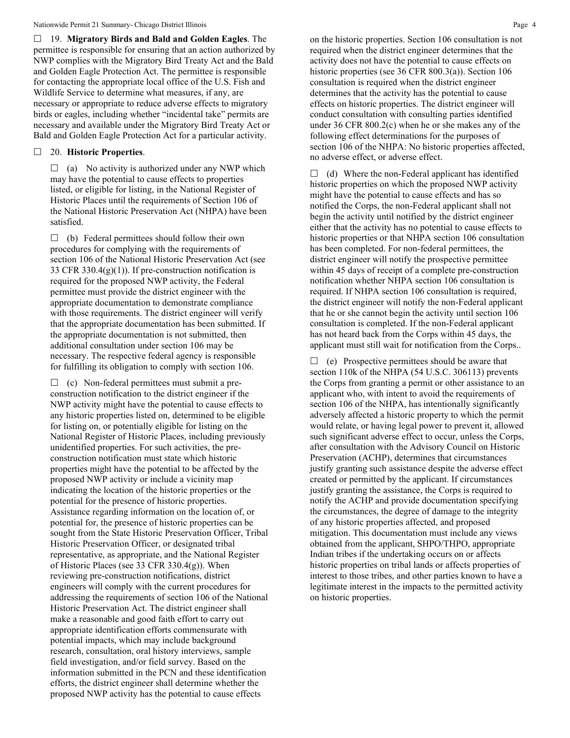☐ 19. **Migratory Birds and Bald and Golden Eagles**. The permittee is responsible for ensuring that an action authorized by NWP complies with the Migratory Bird Treaty Act and the Bald and Golden Eagle Protection Act. The permittee is responsible for contacting the appropriate local office of the U.S. Fish and Wildlife Service to determine what measures, if any, are necessary or appropriate to reduce adverse effects to migratory birds or eagles, including whether "incidental take" permits are necessary and available under the Migratory Bird Treaty Act or Bald and Golden Eagle Protection Act for a particular activity.

☐ 20. **Historic Properties**.

☐ (a) No activity is authorized under any NWP which may have the potential to cause effects to properties listed, or eligible for listing, in the National Register of Historic Places until the requirements of Section 106 of the National Historic Preservation Act (NHPA) have been satisfied.

☐ (b) Federal permittees should follow their own procedures for complying with the requirements of section 106 of the National Historic Preservation Act (see 33 CFR 330.4(g)(1)). If pre-construction notification is required for the proposed NWP activity, the Federal permittee must provide the district engineer with the appropriate documentation to demonstrate compliance with those requirements. The district engineer will verify that the appropriate documentation has been submitted. If the appropriate documentation is not submitted, then additional consultation under section 106 may be necessary. The respective federal agency is responsible for fulfilling its obligation to comply with section 106.

☐ (c) Non-federal permittees must submit a pre-construction notification to the district engineer if the NWP activity might have the potential to cause effects to any historic properties listed on, determined to be eligible for listing on, or potentially eligible for listing on the National Register of Historic Places, including previously unidentified properties. For such activities, the pre-construction notification must state which historic properties might have the potential to be affected by the proposed NWP activity or include a vicinity map indicating the location of the historic properties or the potential for the presence of historic properties. Assistance regarding information on the location of, or potential for, the presence of historic properties can be sought from the State Historic Preservation Officer, Tribal Historic Preservation Officer, or designated tribal representative, as appropriate, and the National Register of Historic Places (see 33 CFR 330.4(g)). When reviewing pre-construction notifications, district engineers will comply with the current procedures for addressing the requirements of section 106 of the National Historic Preservation Act. The district engineer shall make a reasonable and good faith effort to carry out appropriate identification efforts commensurate with potential impacts, which may include background research, consultation, oral history interviews, sample field investigation, and/or field survey. Based on the information submitted in the PCN and these identification efforts, the district engineer shall determine whether the proposed NWP activity has the potential to cause effects on the historic properties. Section 106 consultation is not required when the district engineer determines that the activity does not have the potential to cause effects on historic properties (see 36 CFR 800.3(a)). Section 106 consultation is required when the district engineer determines that the activity has the potential to cause effects on historic properties. The district engineer will conduct consultation with consulting parties identified under 36 CFR 800.2(c) when he or she makes any of the following effect determinations for the purposes of section 106 of the NHPA: No historic properties affected, no adverse effect, or adverse effect.

☐ (d) Where the non-Federal applicant has identified historic properties on which the proposed NWP activity might have the potential to cause effects and has so notified the Corps, the non-Federal applicant shall not begin the activity until notified by the district engineer either that the activity has no potential to cause effects to historic properties or that NHPA section 106 consultation has been completed. For non-federal permittees, the district engineer will notify the prospective permittee within 45 days of receipt of a complete pre-construction notification whether NHPA section 106 consultation is required. If NHPA section 106 consultation is required, the district engineer will notify the non-Federal applicant that he or she cannot begin the activity until section 106 consultation is completed. If the non-Federal applicant has not heard back from the Corps within 45 days, the applicant must still wait for notification from the Corps..

☐ (e) Prospective permittees should be aware that section 110k of the NHPA (54 U.S.C. 306113) prevents the Corps from granting a permit or other assistance to an applicant who, with intent to avoid the requirements of section 106 of the NHPA, has intentionally significantly adversely affected a historic property to which the permit would relate, or having legal power to prevent it, allowed such significant adverse effect to occur, unless the Corps, after consultation with the Advisory Council on Historic Preservation (ACHP), determines that circumstances justify granting such assistance despite the adverse effect created or permitted by the applicant. If circumstances justify granting the assistance, the Corps is required to notify the ACHP and provide documentation specifying the circumstances, the degree of damage to the integrity of any historic properties affected, and proposed mitigation. This documentation must include any views obtained from the applicant, SHPO/THPO, appropriate Indian tribes if the undertaking occurs on or affects historic properties on tribal lands or affects properties of interest to those tribes, and other parties known to have a legitimate interest in the impacts to the permitted activity on historic properties.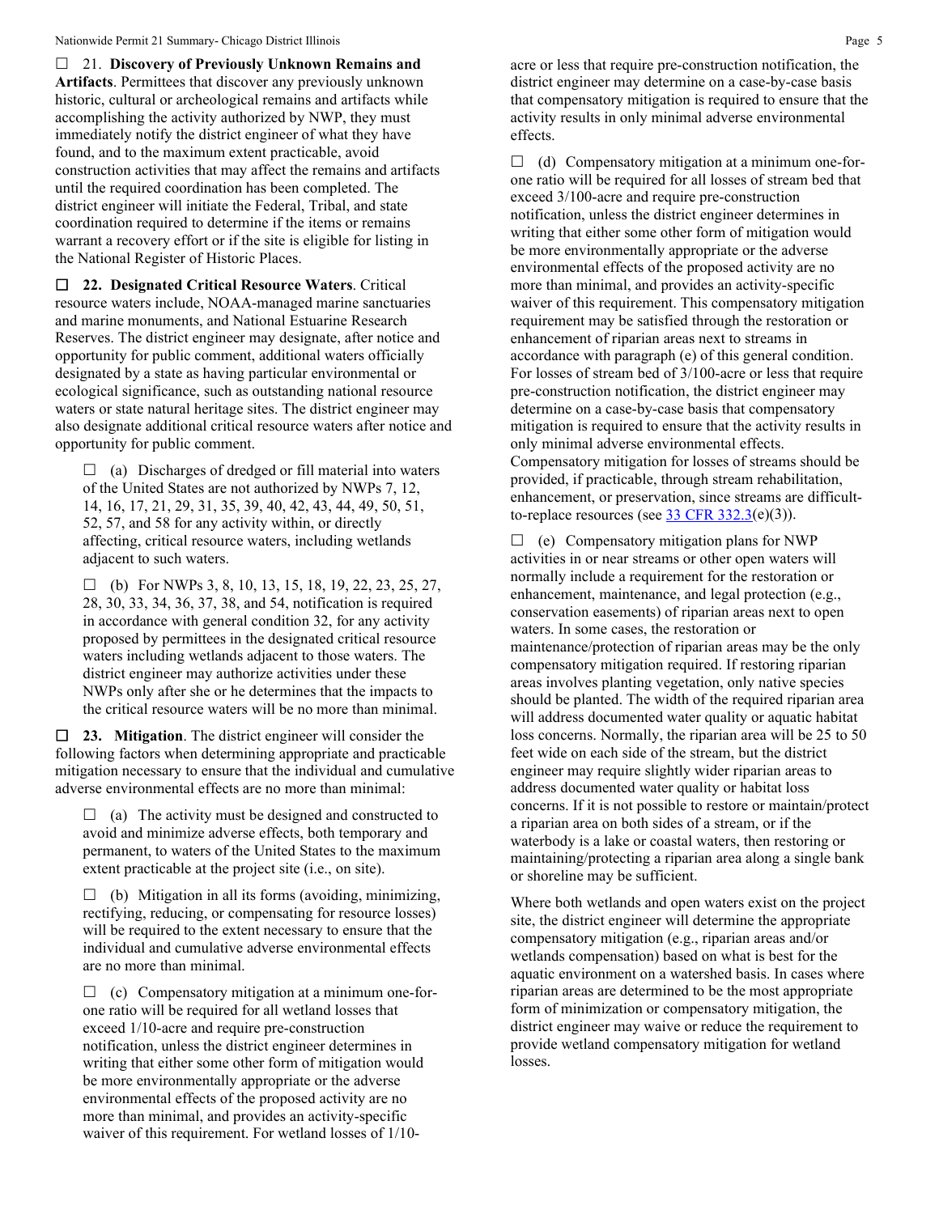☐ 21. **Discovery of Previously Unknown Remains and Artifacts**. Permittees that discover any previously unknown historic, cultural or archeological remains and artifacts while accomplishing the activity authorized by NWP, they must immediately notify the district engineer of what they have found, and to the maximum extent practicable, avoid construction activities that may affect the remains and artifacts until the required coordination has been completed. The district engineer will initiate the Federal, Tribal, and state coordination required to determine if the items or remains warrant a recovery effort or if the site is eligible for listing in the National Register of Historic Places.

☐ **22. Designated Critical Resource Waters**. Critical resource waters include, NOAA-managed marine sanctuaries and marine monuments, and National Estuarine Research Reserves. The district engineer may designate, after notice and opportunity for public comment, additional waters officially designated by a state as having particular environmental or ecological significance, such as outstanding national resource waters or state natural heritage sites. The district engineer may also designate additional critical resource waters after notice and opportunity for public comment.

☐ (a) Discharges of dredged or fill material into waters of the United States are not authorized by NWPs 7, 12, 14, 16, 17, 21, 29, 31, 35, 39, 40, 42, 43, 44, 49, 50, 51, 52, 57, and 58 for any activity within, or directly affecting, critical resource waters, including wetlands adjacent to such waters.

☐ (b) For NWPs 3, 8, 10, 13, 15, 18, 19, 22, 23, 25, 27, 28, 30, 33, 34, 36, 37, 38, and 54, notification is required in accordance with general condition 32, for any activity proposed by permittees in the designated critical resource waters including wetlands adjacent to those waters. The district engineer may authorize activities under these NWPs only after she or he determines that the impacts to the critical resource waters will be no more than minimal.

☐ **23. Mitigation**. The district engineer will consider the following factors when determining appropriate and practicable mitigation necessary to ensure that the individual and cumulative adverse environmental effects are no more than minimal:

☐ (a) The activity must be designed and constructed to avoid and minimize adverse effects, both temporary and permanent, to waters of the United States to the maximum extent practicable at the project site (i.e., on site).

☐ (b) Mitigation in all its forms (avoiding, minimizing, rectifying, reducing, or compensating for resource losses) will be required to the extent necessary to ensure that the individual and cumulative adverse environmental effects are no more than minimal.

☐ (c) Compensatory mitigation at a minimum one-for-one ratio will be required for all wetland losses that exceed 1/10-acre and require pre-construction notification, unless the district engineer determines in writing that either some other form of mitigation would be more environmentally appropriate or the adverse environmental effects of the proposed activity are no more than minimal, and provides an activity-specific waiver of this requirement. For wetland losses of 1/10-acre or less that require pre-construction notification, the district engineer may determine on a case-by-case basis that compensatory mitigation is required to ensure that the activity results in only minimal adverse environmental effects.

☐ (d) Compensatory mitigation at a minimum one-for-one ratio will be required for all losses of stream bed that exceed 3/100-acre and require pre-construction notification, unless the district engineer determines in writing that either some other form of mitigation would be more environmentally appropriate or the adverse environmental effects of the proposed activity are no more than minimal, and provides an activity-specific waiver of this requirement. This compensatory mitigation requirement may be satisfied through the restoration or enhancement of riparian areas next to streams in accordance with paragraph (e) of this general condition. For losses of stream bed of 3/100-acre or less that require pre-construction notification, the district engineer may determine on a case-by-case basis that compensatory mitigation is required to ensure that the activity results in only minimal adverse environmental effects. Compensatory mitigation for losses of streams should be provided, if practicable, through stream rehabilitation, enhancement, or preservation, since streams are difficult-to-replace resources (see 33 CFR 332.3(e)(3)).

☐ (e) Compensatory mitigation plans for NWP activities in or near streams or other open waters will normally include a requirement for the restoration or enhancement, maintenance, and legal protection (e.g., conservation easements) of riparian areas next to open waters. In some cases, the restoration or maintenance/protection of riparian areas may be the only compensatory mitigation required. If restoring riparian areas involves planting vegetation, only native species should be planted. The width of the required riparian area will address documented water quality or aquatic habitat loss concerns. Normally, the riparian area will be 25 to 50 feet wide on each side of the stream, but the district engineer may require slightly wider riparian areas to address documented water quality or habitat loss concerns. If it is not possible to restore or maintain/protect a riparian area on both sides of a stream, or if the waterbody is a lake or coastal waters, then restoring or maintaining/protecting a riparian area along a single bank or shoreline may be sufficient.

Where both wetlands and open waters exist on the project site, the district engineer will determine the appropriate compensatory mitigation (e.g., riparian areas and/or wetlands compensation) based on what is best for the aquatic environment on a watershed basis. In cases where riparian areas are determined to be the most appropriate form of minimization or compensatory mitigation, the district engineer may waive or reduce the requirement to provide wetland compensatory mitigation for wetland losses.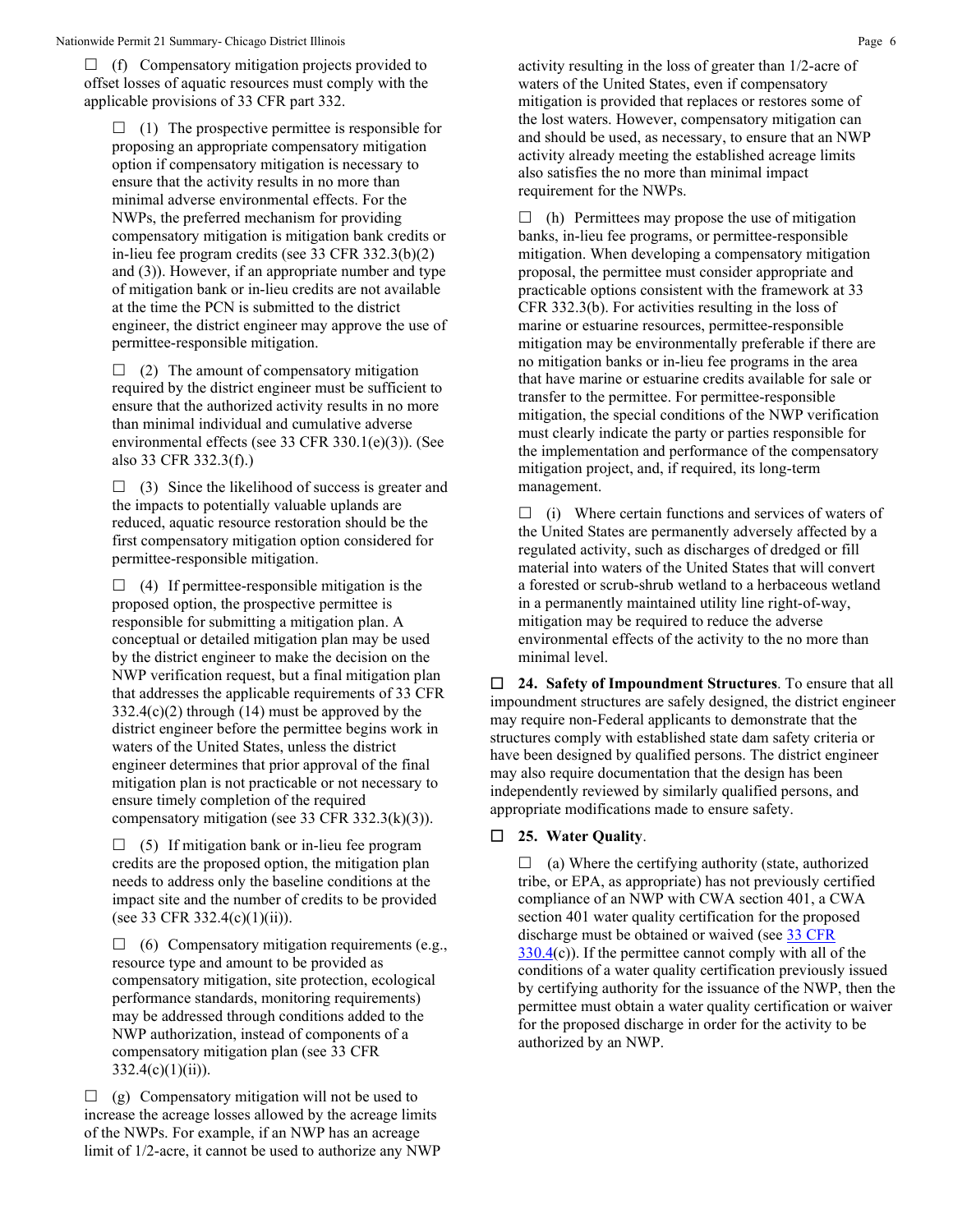☐ (f) Compensatory mitigation projects provided to offset losses of aquatic resources must comply with the applicable provisions of 33 CFR part 332.

☐ (1) The prospective permittee is responsible for proposing an appropriate compensatory mitigation option if compensatory mitigation is necessary to ensure that the activity results in no more than minimal adverse environmental effects. For the NWPs, the preferred mechanism for providing compensatory mitigation is mitigation bank credits or in-lieu fee program credits (see 33 CFR 332.3(b)(2) and (3)). However, if an appropriate number and type of mitigation bank or in-lieu credits are not available at the time the PCN is submitted to the district engineer, the district engineer may approve the use of permittee-responsible mitigation.

☐ (2) The amount of compensatory mitigation required by the district engineer must be sufficient to ensure that the authorized activity results in no more than minimal individual and cumulative adverse environmental effects (see 33 CFR 330.1(e)(3)). (See also 33 CFR 332.3(f).)

☐ (3) Since the likelihood of success is greater and the impacts to potentially valuable uplands are reduced, aquatic resource restoration should be the first compensatory mitigation option considered for permittee-responsible mitigation.

☐ (4) If permittee-responsible mitigation is the proposed option, the prospective permittee is responsible for submitting a mitigation plan. A conceptual or detailed mitigation plan may be used by the district engineer to make the decision on the NWP verification request, but a final mitigation plan that addresses the applicable requirements of 33 CFR 332.4(c)(2) through (14) must be approved by the district engineer before the permittee begins work in waters of the United States, unless the district engineer determines that prior approval of the final mitigation plan is not practicable or not necessary to ensure timely completion of the required compensatory mitigation (see 33 CFR 332.3(k)(3)).

☐ (5) If mitigation bank or in-lieu fee program credits are the proposed option, the mitigation plan needs to address only the baseline conditions at the impact site and the number of credits to be provided (see 33 CFR 332.4(c)(1)(ii)).

☐ (6) Compensatory mitigation requirements (e.g., resource type and amount to be provided as compensatory mitigation, site protection, ecological performance standards, monitoring requirements) may be addressed through conditions added to the NWP authorization, instead of components of a compensatory mitigation plan (see 33 CFR 332.4(c)(1)(ii)).

☐ (g) Compensatory mitigation will not be used to increase the acreage losses allowed by the acreage limits of the NWPs. For example, if an NWP has an acreage limit of 1/2-acre, it cannot be used to authorize any NWP activity resulting in the loss of greater than 1/2-acre of waters of the United States, even if compensatory mitigation is provided that replaces or restores some of the lost waters. However, compensatory mitigation can and should be used, as necessary, to ensure that an NWP activity already meeting the established acreage limits also satisfies the no more than minimal impact requirement for the NWPs.

☐ (h) Permittees may propose the use of mitigation banks, in-lieu fee programs, or permittee-responsible mitigation. When developing a compensatory mitigation proposal, the permittee must consider appropriate and practicable options consistent with the framework at 33 CFR 332.3(b). For activities resulting in the loss of marine or estuarine resources, permittee-responsible mitigation may be environmentally preferable if there are no mitigation banks or in-lieu fee programs in the area that have marine or estuarine credits available for sale or transfer to the permittee. For permittee-responsible mitigation, the special conditions of the NWP verification must clearly indicate the party or parties responsible for the implementation and performance of the compensatory mitigation project, and, if required, its long-term management.

☐ (i) Where certain functions and services of waters of the United States are permanently adversely affected by a regulated activity, such as discharges of dredged or fill material into waters of the United States that will convert a forested or scrub-shrub wetland to a herbaceous wetland in a permanently maintained utility line right-of-way, mitigation may be required to reduce the adverse environmental effects of the activity to the no more than minimal level.

☐ **24. Safety of Impoundment Structures**. To ensure that all impoundment structures are safely designed, the district engineer may require non-Federal applicants to demonstrate that the structures comply with established state dam safety criteria or have been designed by qualified persons. The district engineer may also require documentation that the design has been independently reviewed by similarly qualified persons, and appropriate modifications made to ensure safety.

☐ **25. Water Quality**.

☐ (a) Where the certifying authority (state, authorized tribe, or EPA, as appropriate) has not previously certified compliance of an NWP with CWA section 401, a CWA section 401 water quality certification for the proposed discharge must be obtained or waived (see 33 CFR 330.4(c)). If the permittee cannot comply with all of the conditions of a water quality certification previously issued by certifying authority for the issuance of the NWP, then the permittee must obtain a water quality certification or waiver for the proposed discharge in order for the activity to be authorized by an NWP.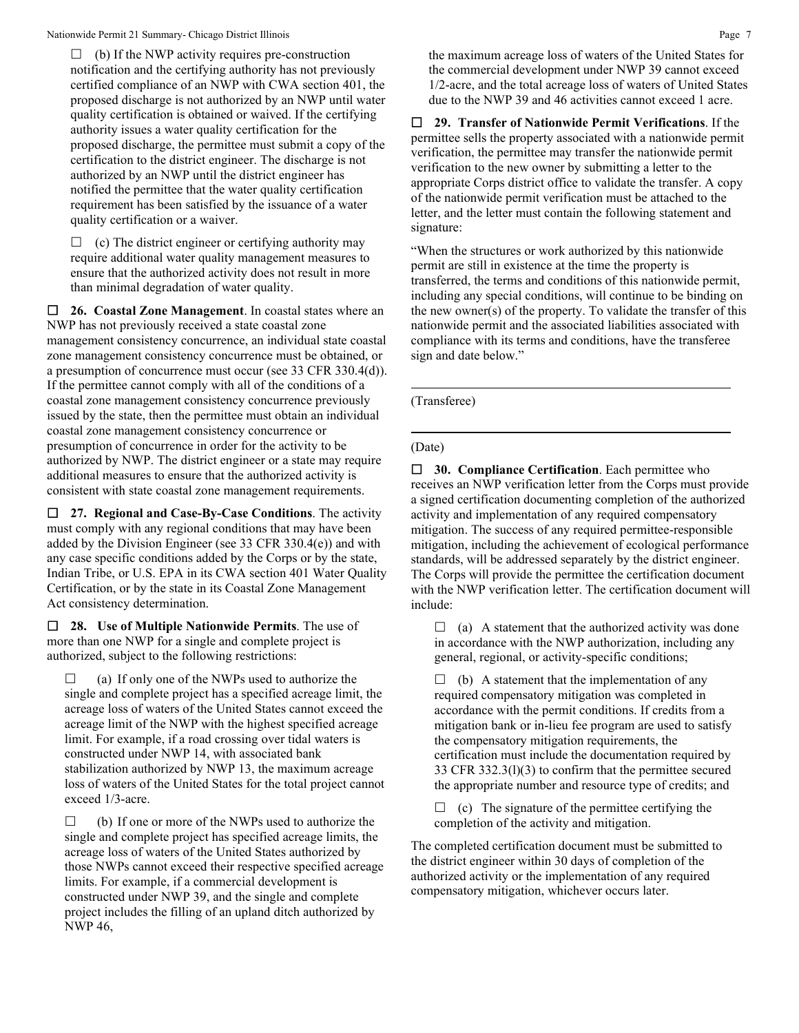☐ (b) If the NWP activity requires pre-construction notification and the certifying authority has not previously certified compliance of an NWP with CWA section 401, the proposed discharge is not authorized by an NWP until water quality certification is obtained or waived. If the certifying authority issues a water quality certification for the proposed discharge, the permittee must submit a copy of the certification to the district engineer. The discharge is not authorized by an NWP until the district engineer has notified the permittee that the water quality certification requirement has been satisfied by the issuance of a water quality certification or a waiver.

☐ (c) The district engineer or certifying authority may require additional water quality management measures to ensure that the authorized activity does not result in more than minimal degradation of water quality.

☐ **26. Coastal Zone Management**. In coastal states where an NWP has not previously received a state coastal zone management consistency concurrence, an individual state coastal zone management consistency concurrence must be obtained, or a presumption of concurrence must occur (see 33 CFR 330.4(d)). If the permittee cannot comply with all of the conditions of a coastal zone management consistency concurrence previously issued by the state, then the permittee must obtain an individual coastal zone management consistency concurrence or presumption of concurrence in order for the activity to be authorized by NWP. The district engineer or a state may require additional measures to ensure that the authorized activity is consistent with state coastal zone management requirements.

☐ **27. Regional and Case-By-Case Conditions**. The activity must comply with any regional conditions that may have been added by the Division Engineer (see 33 CFR 330.4(e)) and with any case specific conditions added by the Corps or by the state, Indian Tribe, or U.S. EPA in its CWA section 401 Water Quality Certification, or by the state in its Coastal Zone Management Act consistency determination.

☐ **28. Use of Multiple Nationwide Permits**. The use of more than one NWP for a single and complete project is authorized, subject to the following restrictions:

☐ (a) If only one of the NWPs used to authorize the single and complete project has a specified acreage limit, the acreage loss of waters of the United States cannot exceed the acreage limit of the NWP with the highest specified acreage limit. For example, if a road crossing over tidal waters is constructed under NWP 14, with associated bank stabilization authorized by NWP 13, the maximum acreage loss of waters of the United States for the total project cannot exceed 1/3-acre.

☐ (b) If one or more of the NWPs used to authorize the single and complete project has specified acreage limits, the acreage loss of waters of the United States authorized by those NWPs cannot exceed their respective specified acreage limits. For example, if a commercial development is constructed under NWP 39, and the single and complete project includes the filling of an upland ditch authorized by NWP 46, the maximum acreage loss of waters of the United States for the commercial development under NWP 39 cannot exceed 1/2-acre, and the total acreage loss of waters of United States due to the NWP 39 and 46 activities cannot exceed 1 acre.

☐ **29. Transfer of Nationwide Permit Verifications**. If the permittee sells the property associated with a nationwide permit verification, the permittee may transfer the nationwide permit verification to the new owner by submitting a letter to the appropriate Corps district office to validate the transfer. A copy of the nationwide permit verification must be attached to the letter, and the letter must contain the following statement and signature:

"When the structures or work authorized by this nationwide permit are still in existence at the time the property is transferred, the terms and conditions of this nationwide permit, including any special conditions, will continue to be binding on the new owner(s) of the property. To validate the transfer of this nationwide permit and the associated liabilities associated with compliance with its terms and conditions, have the transferee sign and date below."

______________________________

(Transferee)

______________________________

(Date)

☐ **30. Compliance Certification**. Each permittee who receives an NWP verification letter from the Corps must provide a signed certification documenting completion of the authorized activity and implementation of any required compensatory mitigation. The success of any required permittee-responsible mitigation, including the achievement of ecological performance standards, will be addressed separately by the district engineer. The Corps will provide the permittee the certification document with the NWP verification letter. The certification document will include:

☐ (a) A statement that the authorized activity was done in accordance with the NWP authorization, including any general, regional, or activity-specific conditions;

☐ (b) A statement that the implementation of any required compensatory mitigation was completed in accordance with the permit conditions. If credits from a mitigation bank or in-lieu fee program are used to satisfy the compensatory mitigation requirements, the certification must include the documentation required by 33 CFR 332.3(l)(3) to confirm that the permittee secured the appropriate number and resource type of credits; and

☐ (c) The signature of the permittee certifying the completion of the activity and mitigation.

The completed certification document must be submitted to the district engineer within 30 days of completion of the authorized activity or the implementation of any required compensatory mitigation, whichever occurs later.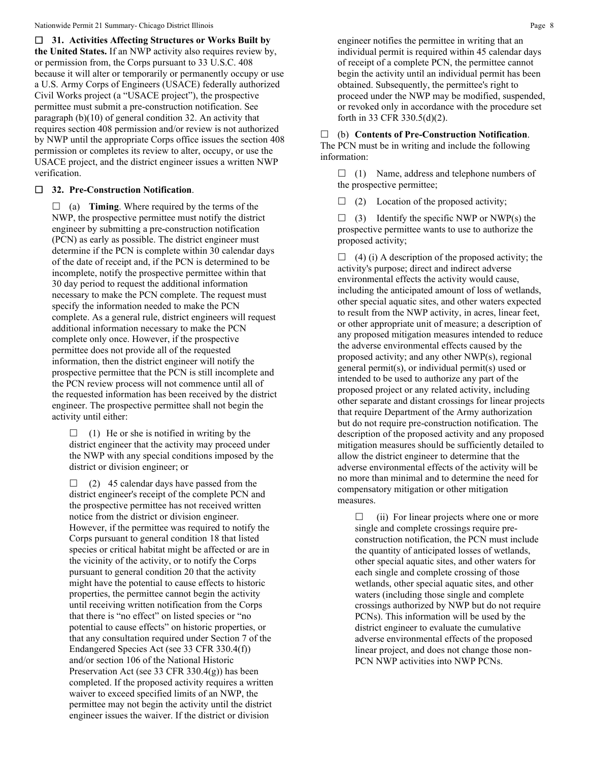☐ **31. Activities Affecting Structures or Works Built by the United States.** If an NWP activity also requires review by, or permission from, the Corps pursuant to 33 U.S.C. 408 because it will alter or temporarily or permanently occupy or use a U.S. Army Corps of Engineers (USACE) federally authorized Civil Works project (a "USACE project"), the prospective permittee must submit a pre-construction notification. See paragraph (b)(10) of general condition 32. An activity that requires section 408 permission and/or review is not authorized by NWP until the appropriate Corps office issues the section 408 permission or completes its review to alter, occupy, or use the USACE project, and the district engineer issues a written NWP verification.

☐ **32. Pre-Construction Notification**.

☐ (a) **Timing**. Where required by the terms of the NWP, the prospective permittee must notify the district engineer by submitting a pre-construction notification (PCN) as early as possible. The district engineer must determine if the PCN is complete within 30 calendar days of the date of receipt and, if the PCN is determined to be incomplete, notify the prospective permittee within that 30 day period to request the additional information necessary to make the PCN complete. The request must specify the information needed to make the PCN complete. As a general rule, district engineers will request additional information necessary to make the PCN complete only once. However, if the prospective permittee does not provide all of the requested information, then the district engineer will notify the prospective permittee that the PCN is still incomplete and the PCN review process will not commence until all of the requested information has been received by the district engineer. The prospective permittee shall not begin the activity until either:

☐ (1) He or she is notified in writing by the district engineer that the activity may proceed under the NWP with any special conditions imposed by the district or division engineer; or

☐ (2) 45 calendar days have passed from the district engineer's receipt of the complete PCN and the prospective permittee has not received written notice from the district or division engineer. However, if the permittee was required to notify the Corps pursuant to general condition 18 that listed species or critical habitat might be affected or are in the vicinity of the activity, or to notify the Corps pursuant to general condition 20 that the activity might have the potential to cause effects to historic properties, the permittee cannot begin the activity until receiving written notification from the Corps that there is "no effect" on listed species or "no potential to cause effects" on historic properties, or that any consultation required under Section 7 of the Endangered Species Act (see 33 CFR 330.4(f)) and/or section 106 of the National Historic Preservation Act (see 33 CFR 330.4(g)) has been completed. If the proposed activity requires a written waiver to exceed specified limits of an NWP, the permittee may not begin the activity until the district engineer issues the waiver. If the district or division engineer notifies the permittee in writing that an individual permit is required within 45 calendar days of receipt of a complete PCN, the permittee cannot begin the activity until an individual permit has been obtained. Subsequently, the permittee's right to proceed under the NWP may be modified, suspended, or revoked only in accordance with the procedure set forth in 33 CFR 330.5(d)(2).

☐ (b) **Contents of Pre-Construction Notification**. The PCN must be in writing and include the following information:

☐ (1) Name, address and telephone numbers of the prospective permittee;

☐ (2) Location of the proposed activity;

☐ (3) Identify the specific NWP or NWP(s) the prospective permittee wants to use to authorize the proposed activity;

☐ (4) (i) A description of the proposed activity; the activity's purpose; direct and indirect adverse environmental effects the activity would cause, including the anticipated amount of loss of wetlands, other special aquatic sites, and other waters expected to result from the NWP activity, in acres, linear feet, or other appropriate unit of measure; a description of any proposed mitigation measures intended to reduce the adverse environmental effects caused by the proposed activity; and any other NWP(s), regional general permit(s), or individual permit(s) used or intended to be used to authorize any part of the proposed project or any related activity, including other separate and distant crossings for linear projects that require Department of the Army authorization but do not require pre-construction notification. The description of the proposed activity and any proposed mitigation measures should be sufficiently detailed to allow the district engineer to determine that the adverse environmental effects of the activity will be no more than minimal and to determine the need for compensatory mitigation or other mitigation measures.

☐ (ii) For linear projects where one or more single and complete crossings require pre-construction notification, the PCN must include the quantity of anticipated losses of wetlands, other special aquatic sites, and other waters for each single and complete crossing of those wetlands, other special aquatic sites, and other waters (including those single and complete crossings authorized by NWP but do not require PCNs). This information will be used by the district engineer to evaluate the cumulative adverse environmental effects of the proposed linear project, and does not change those non-PCN NWP activities into NWP PCNs.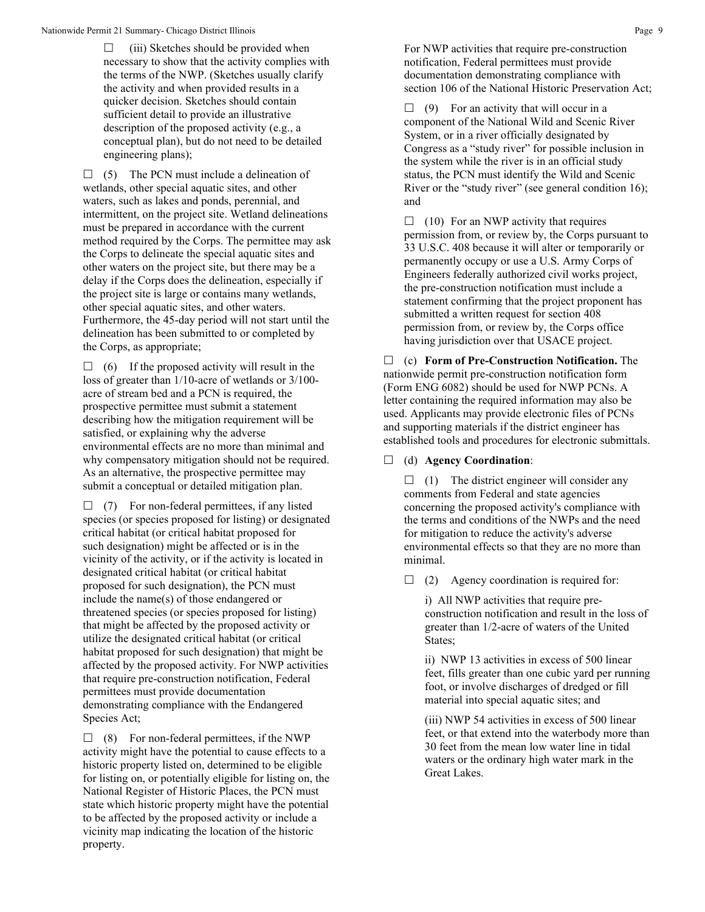☐ (iii) Sketches should be provided when necessary to show that the activity complies with the terms of the NWP. (Sketches usually clarify the activity and when provided results in a quicker decision. Sketches should contain sufficient detail to provide an illustrative description of the proposed activity (e.g., a conceptual plan), but do not need to be detailed engineering plans);

☐ (5) The PCN must include a delineation of wetlands, other special aquatic sites, and other waters, such as lakes and ponds, perennial, and intermittent, on the project site. Wetland delineations must be prepared in accordance with the current method required by the Corps. The permittee may ask the Corps to delineate the special aquatic sites and other waters on the project site, but there may be a delay if the Corps does the delineation, especially if the project site is large or contains many wetlands, other special aquatic sites, and other waters. Furthermore, the 45-day period will not start until the delineation has been submitted to or completed by the Corps, as appropriate;

☐ (6) If the proposed activity will result in the loss of greater than 1/10-acre of wetlands or 3/100-acre of stream bed and a PCN is required, the prospective permittee must submit a statement describing how the mitigation requirement will be satisfied, or explaining why the adverse environmental effects are no more than minimal and why compensatory mitigation should not be required. As an alternative, the prospective permittee may submit a conceptual or detailed mitigation plan.

☐ (7) For non-federal permittees, if any listed species (or species proposed for listing) or designated critical habitat (or critical habitat proposed for such designation) might be affected or is in the vicinity of the activity, or if the activity is located in designated critical habitat (or critical habitat proposed for such designation), the PCN must include the name(s) of those endangered or threatened species (or species proposed for listing) that might be affected by the proposed activity or utilize the designated critical habitat (or critical habitat proposed for such designation) that might be affected by the proposed activity. For NWP activities that require pre-construction notification, Federal permittees must provide documentation demonstrating compliance with the Endangered Species Act;

☐ (8) For non-federal permittees, if the NWP activity might have the potential to cause effects to a historic property listed on, determined to be eligible for listing on, or potentially eligible for listing on, the National Register of Historic Places, the PCN must state which historic property might have the potential to be affected by the proposed activity or include a vicinity map indicating the location of the historic property. For NWP activities that require pre-construction notification, Federal permittees must provide documentation demonstrating compliance with section 106 of the National Historic Preservation Act;

☐ (9) For an activity that will occur in a component of the National Wild and Scenic River System, or in a river officially designated by Congress as a "study river" for possible inclusion in the system while the river is in an official study status, the PCN must identify the Wild and Scenic River or the "study river" (see general condition 16); and

☐ (10) For an NWP activity that requires permission from, or review by, the Corps pursuant to 33 U.S.C. 408 because it will alter or temporarily or permanently occupy or use a U.S. Army Corps of Engineers federally authorized civil works project, the pre-construction notification must include a statement confirming that the project proponent has submitted a written request for section 408 permission from, or review by, the Corps office having jurisdiction over that USACE project.

☐ (c) **Form of Pre-Construction Notification.** The nationwide permit pre-construction notification form (Form ENG 6082) should be used for NWP PCNs. A letter containing the required information may also be used. Applicants may provide electronic files of PCNs and supporting materials if the district engineer has established tools and procedures for electronic submittals.

☐ (d) **Agency Coordination**:

☐ (1) The district engineer will consider any comments from Federal and state agencies concerning the proposed activity's compliance with the terms and conditions of the NWPs and the need for mitigation to reduce the activity's adverse environmental effects so that they are no more than minimal.

☐ (2) Agency coordination is required for:

i) All NWP activities that require pre-construction notification and result in the loss of greater than 1/2-acre of waters of the United States;

ii) NWP 13 activities in excess of 500 linear feet, fills greater than one cubic yard per running foot, or involve discharges of dredged or fill material into special aquatic sites; and

(iii) NWP 54 activities in excess of 500 linear feet, or that extend into the waterbody more than 30 feet from the mean low water line in tidal waters or the ordinary high water mark in the Great Lakes.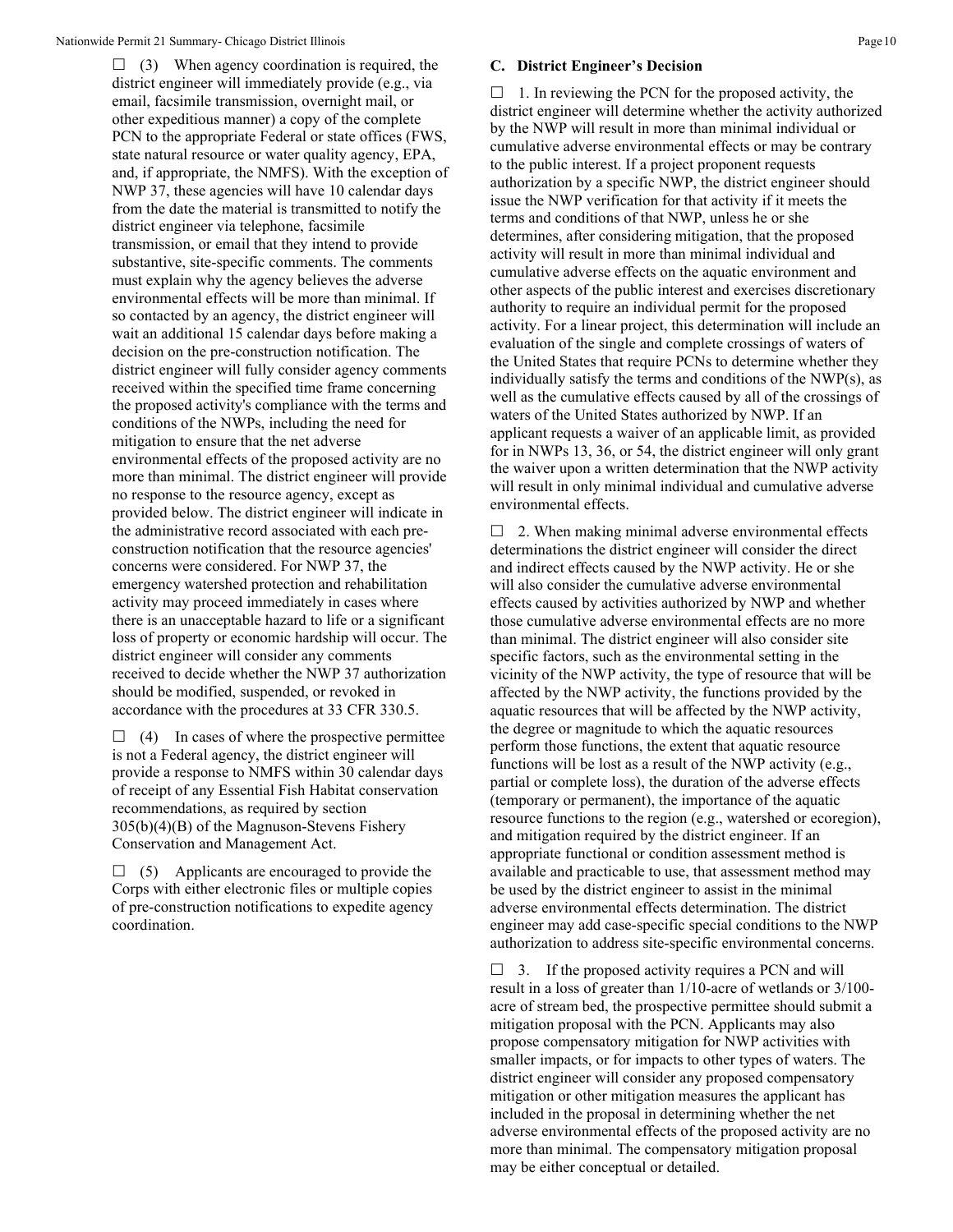☐ (3) When agency coordination is required, the district engineer will immediately provide (e.g., via email, facsimile transmission, overnight mail, or other expeditious manner) a copy of the complete PCN to the appropriate Federal or state offices (FWS, state natural resource or water quality agency, EPA, and, if appropriate, the NMFS). With the exception of NWP 37, these agencies will have 10 calendar days from the date the material is transmitted to notify the district engineer via telephone, facsimile transmission, or email that they intend to provide substantive, site-specific comments. The comments must explain why the agency believes the adverse environmental effects will be more than minimal. If so contacted by an agency, the district engineer will wait an additional 15 calendar days before making a decision on the pre-construction notification. The district engineer will fully consider agency comments received within the specified time frame concerning the proposed activity's compliance with the terms and conditions of the NWPs, including the need for mitigation to ensure that the net adverse environmental effects of the proposed activity are no more than minimal. The district engineer will provide no response to the resource agency, except as provided below. The district engineer will indicate in the administrative record associated with each pre-construction notification that the resource agencies' concerns were considered. For NWP 37, the emergency watershed protection and rehabilitation activity may proceed immediately in cases where there is an unacceptable hazard to life or a significant loss of property or economic hardship will occur. The district engineer will consider any comments received to decide whether the NWP 37 authorization should be modified, suspended, or revoked in accordance with the procedures at 33 CFR 330.5.

☐ (4) In cases of where the prospective permittee is not a Federal agency, the district engineer will provide a response to NMFS within 30 calendar days of receipt of any Essential Fish Habitat conservation recommendations, as required by section 305(b)(4)(B) of the Magnuson-Stevens Fishery Conservation and Management Act.

☐ (5) Applicants are encouraged to provide the Corps with either electronic files or multiple copies of pre-construction notifications to expedite agency coordination.

**C. District Engineer's Decision**

☐ 1. In reviewing the PCN for the proposed activity, the district engineer will determine whether the activity authorized by the NWP will result in more than minimal individual or cumulative adverse environmental effects or may be contrary to the public interest. If a project proponent requests authorization by a specific NWP, the district engineer should issue the NWP verification for that activity if it meets the terms and conditions of that NWP, unless he or she determines, after considering mitigation, that the proposed activity will result in more than minimal individual and cumulative adverse effects on the aquatic environment and other aspects of the public interest and exercises discretionary authority to require an individual permit for the proposed activity. For a linear project, this determination will include an evaluation of the single and complete crossings of waters of the United States that require PCNs to determine whether they individually satisfy the terms and conditions of the NWP(s), as well as the cumulative effects caused by all of the crossings of waters of the United States authorized by NWP. If an applicant requests a waiver of an applicable limit, as provided for in NWPs 13, 36, or 54, the district engineer will only grant the waiver upon a written determination that the NWP activity will result in only minimal individual and cumulative adverse environmental effects.

☐ 2. When making minimal adverse environmental effects determinations the district engineer will consider the direct and indirect effects caused by the NWP activity. He or she will also consider the cumulative adverse environmental effects caused by activities authorized by NWP and whether those cumulative adverse environmental effects are no more than minimal. The district engineer will also consider site specific factors, such as the environmental setting in the vicinity of the NWP activity, the type of resource that will be affected by the NWP activity, the functions provided by the aquatic resources that will be affected by the NWP activity, the degree or magnitude to which the aquatic resources perform those functions, the extent that aquatic resource functions will be lost as a result of the NWP activity (e.g., partial or complete loss), the duration of the adverse effects (temporary or permanent), the importance of the aquatic resource functions to the region (e.g., watershed or ecoregion), and mitigation required by the district engineer. If an appropriate functional or condition assessment method is available and practicable to use, that assessment method may be used by the district engineer to assist in the minimal adverse environmental effects determination. The district engineer may add case-specific special conditions to the NWP authorization to address site-specific environmental concerns.

☐ 3. If the proposed activity requires a PCN and will result in a loss of greater than 1/10-acre of wetlands or 3/100-acre of stream bed, the prospective permittee should submit a mitigation proposal with the PCN. Applicants may also propose compensatory mitigation for NWP activities with smaller impacts, or for impacts to other types of waters. The district engineer will consider any proposed compensatory mitigation or other mitigation measures the applicant has included in the proposal in determining whether the net adverse environmental effects of the proposed activity are no more than minimal. The compensatory mitigation proposal may be either conceptual or detailed.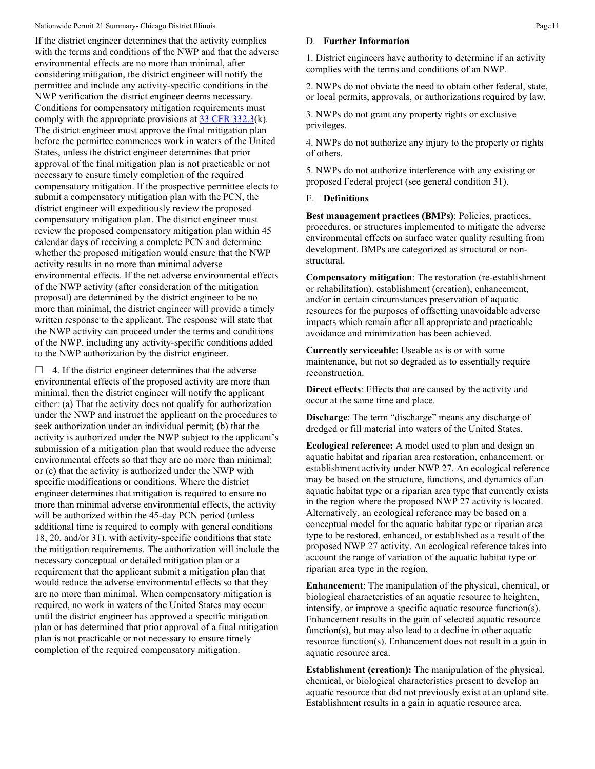If the district engineer determines that the activity complies with the terms and conditions of the NWP and that the adverse environmental effects are no more than minimal, after considering mitigation, the district engineer will notify the permittee and include any activity-specific conditions in the NWP verification the district engineer deems necessary. Conditions for compensatory mitigation requirements must comply with the appropriate provisions at 33 CFR 332.3(k). The district engineer must approve the final mitigation plan before the permittee commences work in waters of the United States, unless the district engineer determines that prior approval of the final mitigation plan is not practicable or not necessary to ensure timely completion of the required compensatory mitigation. If the prospective permittee elects to submit a compensatory mitigation plan with the PCN, the district engineer will expeditiously review the proposed compensatory mitigation plan. The district engineer must review the proposed compensatory mitigation plan within 45 calendar days of receiving a complete PCN and determine whether the proposed mitigation would ensure that the NWP activity results in no more than minimal adverse environmental effects. If the net adverse environmental effects of the NWP activity (after consideration of the mitigation proposal) are determined by the district engineer to be no more than minimal, the district engineer will provide a timely written response to the applicant. The response will state that the NWP activity can proceed under the terms and conditions of the NWP, including any activity-specific conditions added to the NWP authorization by the district engineer.

☐ 4. If the district engineer determines that the adverse environmental effects of the proposed activity are more than minimal, then the district engineer will notify the applicant either: (a) That the activity does not qualify for authorization under the NWP and instruct the applicant on the procedures to seek authorization under an individual permit; (b) that the activity is authorized under the NWP subject to the applicant's submission of a mitigation plan that would reduce the adverse environmental effects so that they are no more than minimal; or (c) that the activity is authorized under the NWP with specific modifications or conditions. Where the district engineer determines that mitigation is required to ensure no more than minimal adverse environmental effects, the activity will be authorized within the 45-day PCN period (unless additional time is required to comply with general conditions 18, 20, and/or 31), with activity-specific conditions that state the mitigation requirements. The authorization will include the necessary conceptual or detailed mitigation plan or a requirement that the applicant submit a mitigation plan that would reduce the adverse environmental effects so that they are no more than minimal. When compensatory mitigation is required, no work in waters of the United States may occur until the district engineer has approved a specific mitigation plan or has determined that prior approval of a final mitigation plan is not practicable or not necessary to ensure timely completion of the required compensatory mitigation.

## D. Further Information

1. District engineers have authority to determine if an activity complies with the terms and conditions of an NWP.

2. NWPs do not obviate the need to obtain other federal, state, or local permits, approvals, or authorizations required by law.

3. NWPs do not grant any property rights or exclusive privileges.

4. NWPs do not authorize any injury to the property or rights of others.

5. NWPs do not authorize interference with any existing or proposed Federal project (see general condition 31).

## E. Definitions

**Best management practices (BMPs)**: Policies, practices, procedures, or structures implemented to mitigate the adverse environmental effects on surface water quality resulting from development. BMPs are categorized as structural or non-structural.

**Compensatory mitigation**: The restoration (re-establishment or rehabilitation), establishment (creation), enhancement, and/or in certain circumstances preservation of aquatic resources for the purposes of offsetting unavoidable adverse impacts which remain after all appropriate and practicable avoidance and minimization has been achieved.

**Currently serviceable**: Useable as is or with some maintenance, but not so degraded as to essentially require reconstruction.

**Direct effects**: Effects that are caused by the activity and occur at the same time and place.

**Discharge**: The term "discharge" means any discharge of dredged or fill material into waters of the United States.

**Ecological reference:** A model used to plan and design an aquatic habitat and riparian area restoration, enhancement, or establishment activity under NWP 27. An ecological reference may be based on the structure, functions, and dynamics of an aquatic habitat type or a riparian area type that currently exists in the region where the proposed NWP 27 activity is located. Alternatively, an ecological reference may be based on a conceptual model for the aquatic habitat type or riparian area type to be restored, enhanced, or established as a result of the proposed NWP 27 activity. An ecological reference takes into account the range of variation of the aquatic habitat type or riparian area type in the region.

**Enhancement**: The manipulation of the physical, chemical, or biological characteristics of an aquatic resource to heighten, intensify, or improve a specific aquatic resource function(s). Enhancement results in the gain of selected aquatic resource function(s), but may also lead to a decline in other aquatic resource function(s). Enhancement does not result in a gain in aquatic resource area.

**Establishment (creation):** The manipulation of the physical, chemical, or biological characteristics present to develop an aquatic resource that did not previously exist at an upland site. Establishment results in a gain in aquatic resource area.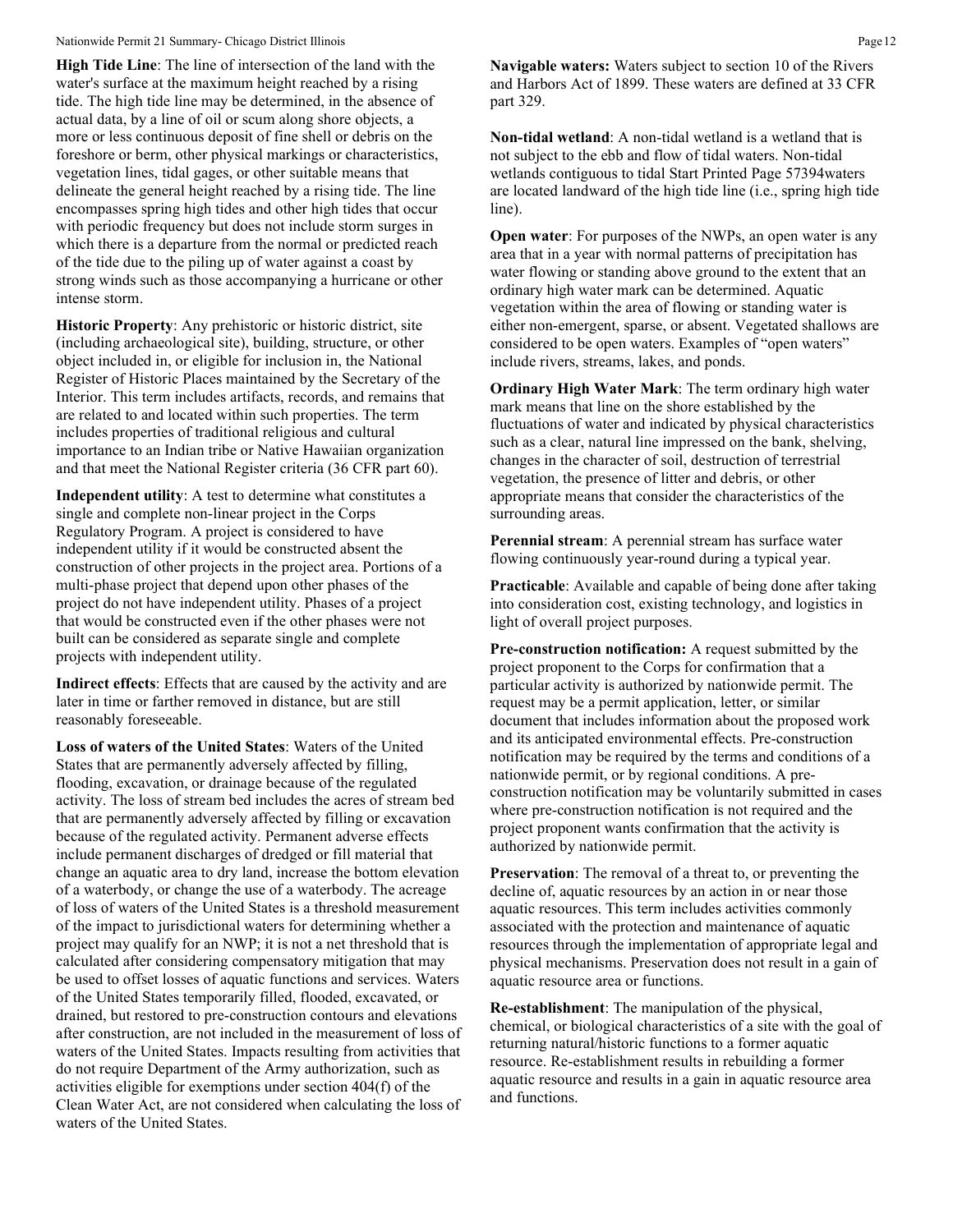**High Tide Line**: The line of intersection of the land with the water's surface at the maximum height reached by a rising tide. The high tide line may be determined, in the absence of actual data, by a line of oil or scum along shore objects, a more or less continuous deposit of fine shell or debris on the foreshore or berm, other physical markings or characteristics, vegetation lines, tidal gages, or other suitable means that delineate the general height reached by a rising tide. The line encompasses spring high tides and other high tides that occur with periodic frequency but does not include storm surges in which there is a departure from the normal or predicted reach of the tide due to the piling up of water against a coast by strong winds such as those accompanying a hurricane or other intense storm.

**Historic Property**: Any prehistoric or historic district, site (including archaeological site), building, structure, or other object included in, or eligible for inclusion in, the National Register of Historic Places maintained by the Secretary of the Interior. This term includes artifacts, records, and remains that are related to and located within such properties. The term includes properties of traditional religious and cultural importance to an Indian tribe or Native Hawaiian organization and that meet the National Register criteria (36 CFR part 60).

**Independent utility**: A test to determine what constitutes a single and complete non-linear project in the Corps Regulatory Program. A project is considered to have independent utility if it would be constructed absent the construction of other projects in the project area. Portions of a multi-phase project that depend upon other phases of the project do not have independent utility. Phases of a project that would be constructed even if the other phases were not built can be considered as separate single and complete projects with independent utility.

**Indirect effects**: Effects that are caused by the activity and are later in time or farther removed in distance, but are still reasonably foreseeable.

**Loss of waters of the United States**: Waters of the United States that are permanently adversely affected by filling, flooding, excavation, or drainage because of the regulated activity. The loss of stream bed includes the acres of stream bed that are permanently adversely affected by filling or excavation because of the regulated activity. Permanent adverse effects include permanent discharges of dredged or fill material that change an aquatic area to dry land, increase the bottom elevation of a waterbody, or change the use of a waterbody. The acreage of loss of waters of the United States is a threshold measurement of the impact to jurisdictional waters for determining whether a project may qualify for an NWP; it is not a net threshold that is calculated after considering compensatory mitigation that may be used to offset losses of aquatic functions and services. Waters of the United States temporarily filled, flooded, excavated, or drained, but restored to pre-construction contours and elevations after construction, are not included in the measurement of loss of waters of the United States. Impacts resulting from activities that do not require Department of the Army authorization, such as activities eligible for exemptions under section 404(f) of the Clean Water Act, are not considered when calculating the loss of waters of the United States.

**Navigable waters:** Waters subject to section 10 of the Rivers and Harbors Act of 1899. These waters are defined at 33 CFR part 329.

**Non-tidal wetland**: A non-tidal wetland is a wetland that is not subject to the ebb and flow of tidal waters. Non-tidal wetlands contiguous to tidal Start Printed Page 57394waters are located landward of the high tide line (i.e., spring high tide line).

**Open water**: For purposes of the NWPs, an open water is any area that in a year with normal patterns of precipitation has water flowing or standing above ground to the extent that an ordinary high water mark can be determined. Aquatic vegetation within the area of flowing or standing water is either non-emergent, sparse, or absent. Vegetated shallows are considered to be open waters. Examples of "open waters" include rivers, streams, lakes, and ponds.

**Ordinary High Water Mark**: The term ordinary high water mark means that line on the shore established by the fluctuations of water and indicated by physical characteristics such as a clear, natural line impressed on the bank, shelving, changes in the character of soil, destruction of terrestrial vegetation, the presence of litter and debris, or other appropriate means that consider the characteristics of the surrounding areas.

**Perennial stream**: A perennial stream has surface water flowing continuously year-round during a typical year.

**Practicable**: Available and capable of being done after taking into consideration cost, existing technology, and logistics in light of overall project purposes.

**Pre-construction notification:** A request submitted by the project proponent to the Corps for confirmation that a particular activity is authorized by nationwide permit. The request may be a permit application, letter, or similar document that includes information about the proposed work and its anticipated environmental effects. Pre-construction notification may be required by the terms and conditions of a nationwide permit, or by regional conditions. A pre-construction notification may be voluntarily submitted in cases where pre-construction notification is not required and the project proponent wants confirmation that the activity is authorized by nationwide permit.

**Preservation**: The removal of a threat to, or preventing the decline of, aquatic resources by an action in or near those aquatic resources. This term includes activities commonly associated with the protection and maintenance of aquatic resources through the implementation of appropriate legal and physical mechanisms. Preservation does not result in a gain of aquatic resource area or functions.

**Re-establishment**: The manipulation of the physical, chemical, or biological characteristics of a site with the goal of returning natural/historic functions to a former aquatic resource. Re-establishment results in rebuilding a former aquatic resource and results in a gain in aquatic resource area and functions.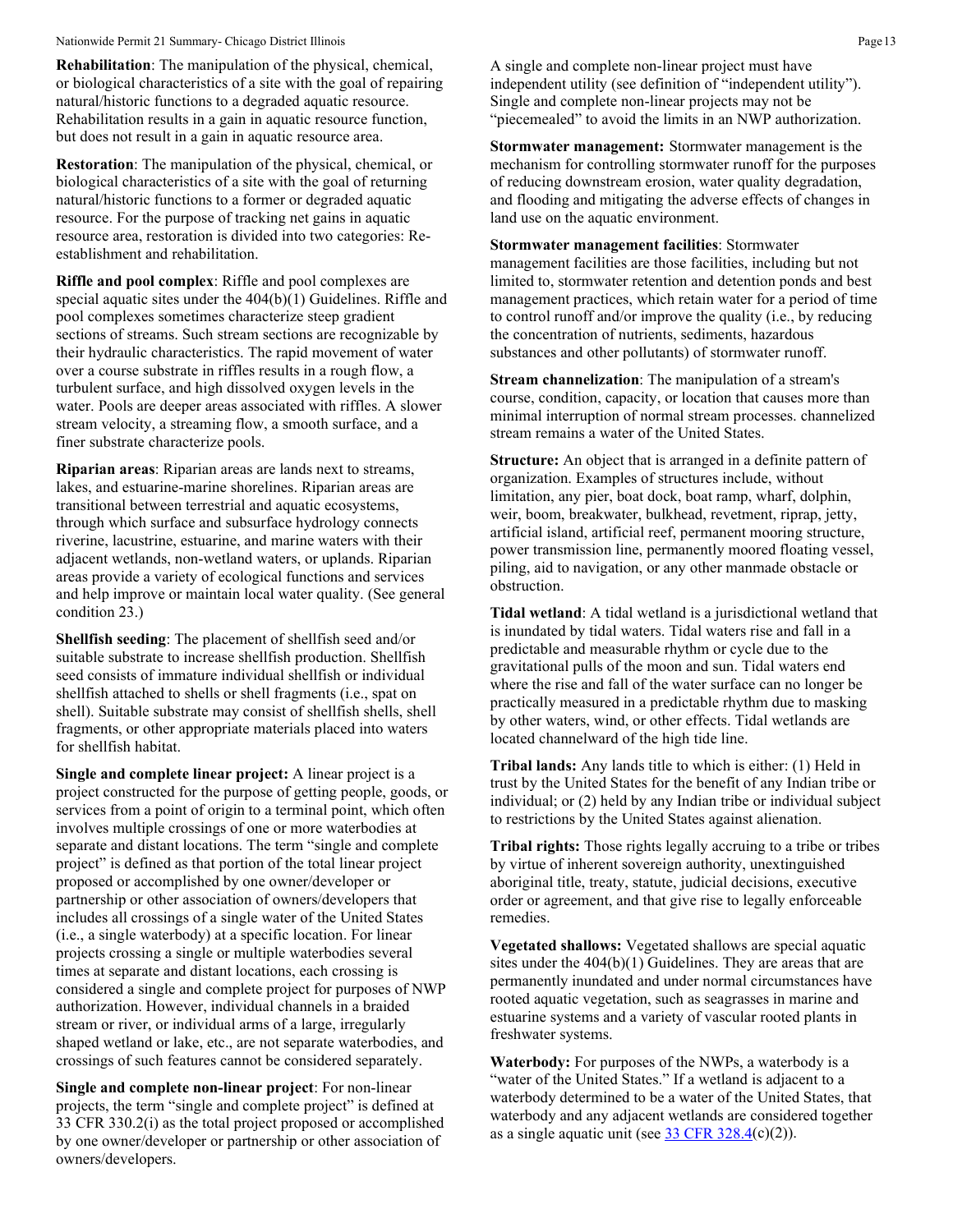**Rehabilitation**: The manipulation of the physical, chemical, or biological characteristics of a site with the goal of repairing natural/historic functions to a degraded aquatic resource. Rehabilitation results in a gain in aquatic resource function, but does not result in a gain in aquatic resource area.

**Restoration**: The manipulation of the physical, chemical, or biological characteristics of a site with the goal of returning natural/historic functions to a former or degraded aquatic resource. For the purpose of tracking net gains in aquatic resource area, restoration is divided into two categories: Re-establishment and rehabilitation.

**Riffle and pool complex**: Riffle and pool complexes are special aquatic sites under the 404(b)(1) Guidelines. Riffle and pool complexes sometimes characterize steep gradient sections of streams. Such stream sections are recognizable by their hydraulic characteristics. The rapid movement of water over a course substrate in riffles results in a rough flow, a turbulent surface, and high dissolved oxygen levels in the water. Pools are deeper areas associated with riffles. A slower stream velocity, a streaming flow, a smooth surface, and a finer substrate characterize pools.

**Riparian areas**: Riparian areas are lands next to streams, lakes, and estuarine-marine shorelines. Riparian areas are transitional between terrestrial and aquatic ecosystems, through which surface and subsurface hydrology connects riverine, lacustrine, estuarine, and marine waters with their adjacent wetlands, non-wetland waters, or uplands. Riparian areas provide a variety of ecological functions and services and help improve or maintain local water quality. (See general condition 23.)

**Shellfish seeding**: The placement of shellfish seed and/or suitable substrate to increase shellfish production. Shellfish seed consists of immature individual shellfish or individual shellfish attached to shells or shell fragments (i.e., spat on shell). Suitable substrate may consist of shellfish shells, shell fragments, or other appropriate materials placed into waters for shellfish habitat.

**Single and complete linear project:** A linear project is a project constructed for the purpose of getting people, goods, or services from a point of origin to a terminal point, which often involves multiple crossings of one or more waterbodies at separate and distant locations. The term "single and complete project" is defined as that portion of the total linear project proposed or accomplished by one owner/developer or partnership or other association of owners/developers that includes all crossings of a single water of the United States (i.e., a single waterbody) at a specific location. For linear projects crossing a single or multiple waterbodies several times at separate and distant locations, each crossing is considered a single and complete project for purposes of NWP authorization. However, individual channels in a braided stream or river, or individual arms of a large, irregularly shaped wetland or lake, etc., are not separate waterbodies, and crossings of such features cannot be considered separately.

**Single and complete non-linear project**: For non-linear projects, the term "single and complete project" is defined at 33 CFR 330.2(i) as the total project proposed or accomplished by one owner/developer or partnership or other association of owners/developers.

A single and complete non-linear project must have independent utility (see definition of "independent utility"). Single and complete non-linear projects may not be "piecemealed" to avoid the limits in an NWP authorization.

**Stormwater management:** Stormwater management is the mechanism for controlling stormwater runoff for the purposes of reducing downstream erosion, water quality degradation, and flooding and mitigating the adverse effects of changes in land use on the aquatic environment.

**Stormwater management facilities**: Stormwater management facilities are those facilities, including but not limited to, stormwater retention and detention ponds and best management practices, which retain water for a period of time to control runoff and/or improve the quality (i.e., by reducing the concentration of nutrients, sediments, hazardous substances and other pollutants) of stormwater runoff.

**Stream channelization**: The manipulation of a stream's course, condition, capacity, or location that causes more than minimal interruption of normal stream processes. channelized stream remains a water of the United States.

**Structure:** An object that is arranged in a definite pattern of organization. Examples of structures include, without limitation, any pier, boat dock, boat ramp, wharf, dolphin, weir, boom, breakwater, bulkhead, revetment, riprap, jetty, artificial island, artificial reef, permanent mooring structure, power transmission line, permanently moored floating vessel, piling, aid to navigation, or any other manmade obstacle or obstruction.

**Tidal wetland**: A tidal wetland is a jurisdictional wetland that is inundated by tidal waters. Tidal waters rise and fall in a predictable and measurable rhythm or cycle due to the gravitational pulls of the moon and sun. Tidal waters end where the rise and fall of the water surface can no longer be practically measured in a predictable rhythm due to masking by other waters, wind, or other effects. Tidal wetlands are located channelward of the high tide line.

**Tribal lands:** Any lands title to which is either: (1) Held in trust by the United States for the benefit of any Indian tribe or individual; or (2) held by any Indian tribe or individual subject to restrictions by the United States against alienation.

**Tribal rights:** Those rights legally accruing to a tribe or tribes by virtue of inherent sovereign authority, unextinguished aboriginal title, treaty, statute, judicial decisions, executive order or agreement, and that give rise to legally enforceable remedies.

**Vegetated shallows:** Vegetated shallows are special aquatic sites under the 404(b)(1) Guidelines. They are areas that are permanently inundated and under normal circumstances have rooted aquatic vegetation, such as seagrasses in marine and estuarine systems and a variety of vascular rooted plants in freshwater systems.

**Waterbody:** For purposes of the NWPs, a waterbody is a "water of the United States." If a wetland is adjacent to a waterbody determined to be a water of the United States, that waterbody and any adjacent wetlands are considered together as a single aquatic unit (see 33 CFR 328.4(c)(2)).